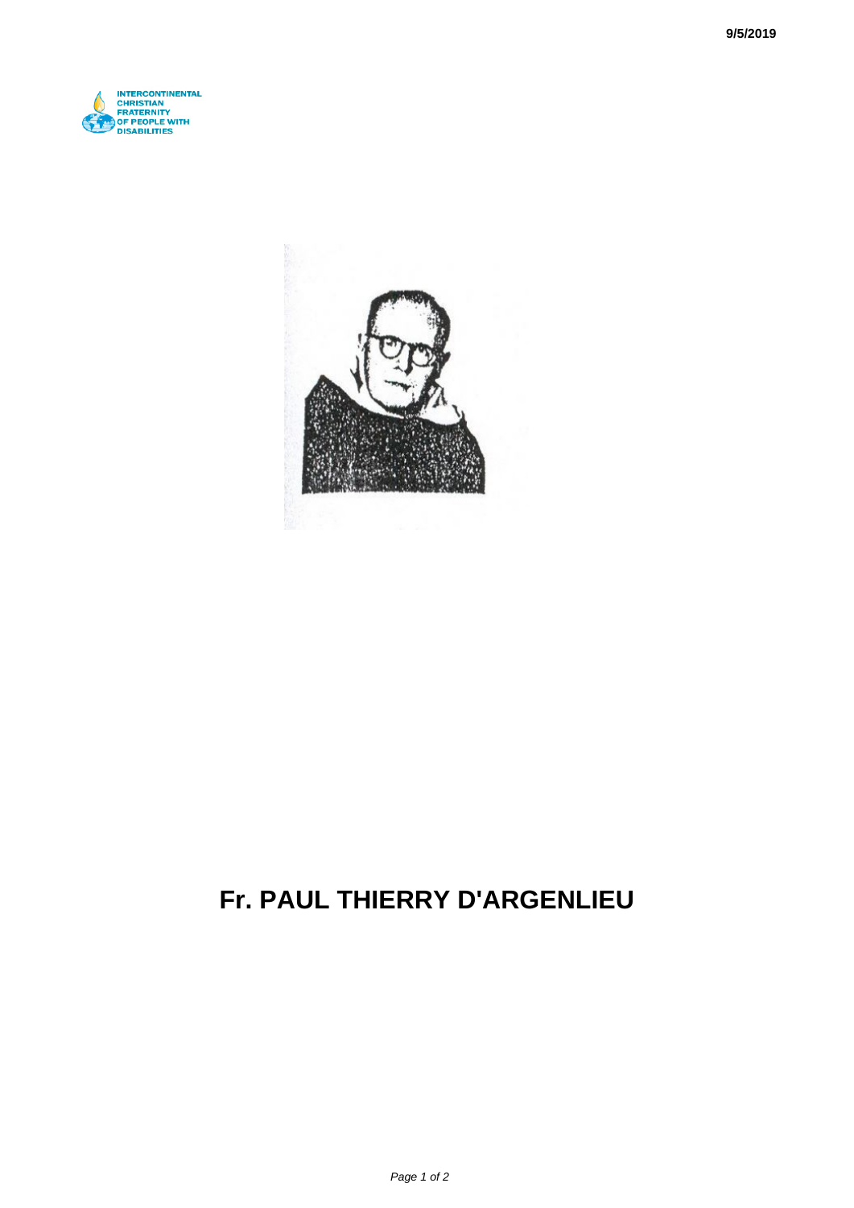# Fr. PAUL THIERRY D'ARGENLIEU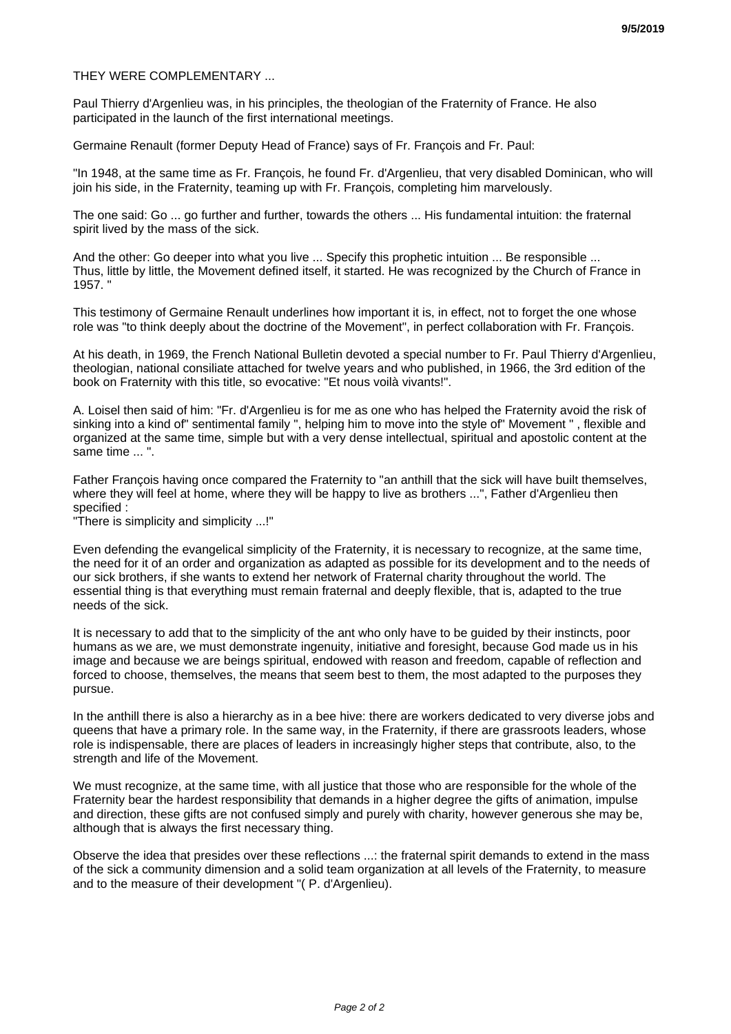THEY WERE COMPLEMENTARY ...

Paul Thierry d'Argenlieu was, in his principles, the theologian of the Fraternity of France. He also participated in the launch of the first international meetings.

Germaine Renault (former Deputy Head of France) says of Fr. François and Fr. Paul:

"In 1948, at the same time as Fr. François, he found Fr. d'Argenlieu, that very disabled Dominican, who will join his side, in the Fraternity, teaming up with Fr. François, completing him marvelously.

The one said: Go ... go further and further, towards the others ... His fundamental intuition: the fraternal spirit lived by the mass of the sick.

And the other: Go deeper into what you live ... Specify this prophetic intuition ... Be responsible ...
Thus, little by little, the Movement defined itself, it started. He was recognized by the Church of France in 1957. "

This testimony of Germaine Renault underlines how important it is, in effect, not to forget the one whose role was "to think deeply about the doctrine of the Movement", in perfect collaboration with Fr. François.

At his death, in 1969, the French National Bulletin devoted a special number to Fr. Paul Thierry d'Argenlieu, theologian, national consiliate attached for twelve years and who published, in 1966, the 3rd edition of the book on Fraternity with this title, so evocative: "Et nous voilà vivants!".

A. Loisel then said of him: "Fr. d'Argenlieu is for me as one who has helped the Fraternity avoid the risk of sinking into a kind of" sentimental family ", helping him to move into the style of" Movement " , flexible and organized at the same time, simple but with a very dense intellectual, spiritual and apostolic content at the same time ... ".

Father François having once compared the Fraternity to "an anthill that the sick will have built themselves, where they will feel at home, where they will be happy to live as brothers ...", Father d'Argenlieu then specified :
"There is simplicity and simplicity ...!"

Even defending the evangelical simplicity of the Fraternity, it is necessary to recognize, at the same time, the need for it of an order and organization as adapted as possible for its development and to the needs of our sick brothers, if she wants to extend her network of Fraternal charity throughout the world. The essential thing is that everything must remain fraternal and deeply flexible, that is, adapted to the true needs of the sick.

It is necessary to add that to the simplicity of the ant who only have to be guided by their instincts, poor humans as we are, we must demonstrate ingenuity, initiative and foresight, because God made us in his image and because we are beings spiritual, endowed with reason and freedom, capable of reflection and forced to choose, themselves, the means that seem best to them, the most adapted to the purposes they pursue.

In the anthill there is also a hierarchy as in a bee hive: there are workers dedicated to very diverse jobs and queens that have a primary role. In the same way, in the Fraternity, if there are grassroots leaders, whose role is indispensable, there are places of leaders in increasingly higher steps that contribute, also, to the strength and life of the Movement.

We must recognize, at the same time, with all justice that those who are responsible for the whole of the Fraternity bear the hardest responsibility that demands in a higher degree the gifts of animation, impulse and direction, these gifts are not confused simply and purely with charity, however generous she may be, although that is always the first necessary thing.

Observe the idea that presides over these reflections ...: the fraternal spirit demands to extend in the mass of the sick a community dimension and a solid team organization at all levels of the Fraternity, to measure and to the measure of their development "( P. d'Argenlieu).